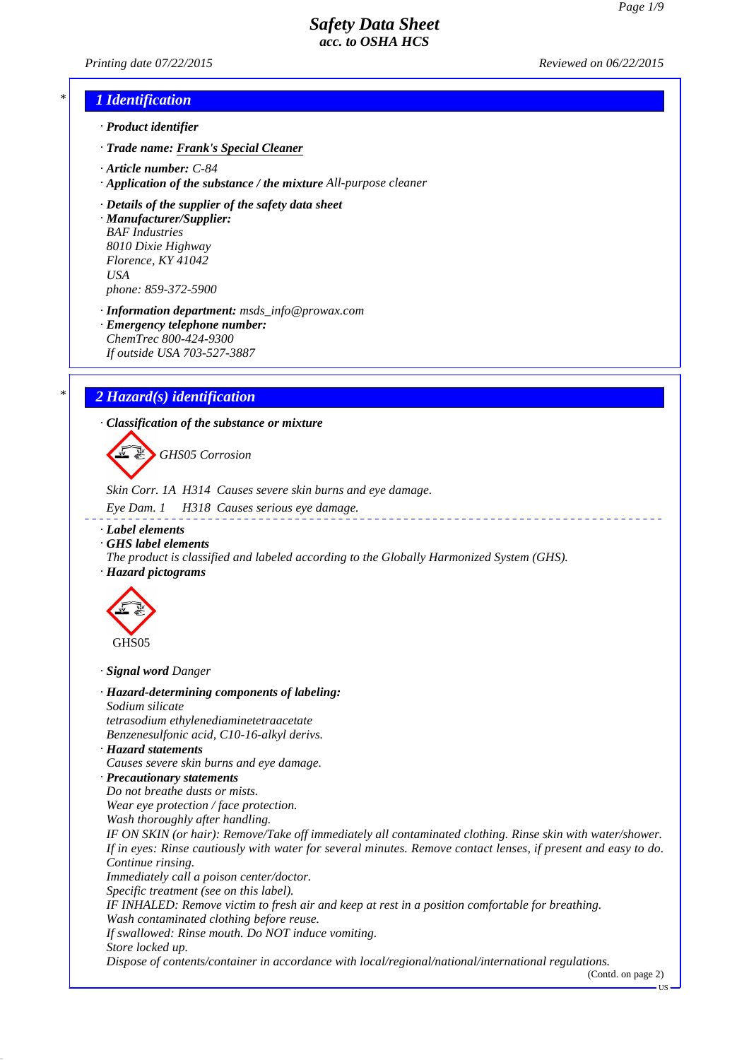# Safety Data Sheet
## acc. to OSHA HCS

*Printing date 07/22/2015* *Reviewed on 06/22/2015*

## 1 Identification

- · **Product identifier**
- · **Trade name: Frank's Special Cleaner**
- · **Article number:** C-84
- · **Application of the substance / the mixture** All-purpose cleaner
- · **Details of the supplier of the safety data sheet**
- · **Manufacturer/Supplier:**
  BAF Industries
  8010 Dixie Highway
  Florence, KY 41042
  USA
  phone: 859-372-5900
- · **Information department:** msds_info@prowax.com
- · **Emergency telephone number:**
  ChemTrec 800-424-9300
  If outside USA 703-527-3887

## 2 Hazard(s) identification

- · **Classification of the substance or mixture**

GHS05 Corrosion

Skin Corr. 1A H314 Causes severe skin burns and eye damage.

Eye Dam. 1 H318 Causes serious eye damage.

- · **Label elements**
- · **GHS label elements**
  The product is classified and labeled according to the Globally Harmonized System (GHS).
- · **Hazard pictograms**

GHS05

- · **Signal word** Danger
- · **Hazard-determining components of labeling:**
  Sodium silicate
  tetrasodium ethylenediaminetetraacetate
  Benzenesulfonic acid, C10-16-alkyl derivs.
- · **Hazard statements**
  Causes severe skin burns and eye damage.
- · **Precautionary statements**
  Do not breathe dusts or mists.
  Wear eye protection / face protection.
  Wash thoroughly after handling.
  IF ON SKIN (or hair): Remove/Take off immediately all contaminated clothing. Rinse skin with water/shower.
  If in eyes: Rinse cautiously with water for several minutes. Remove contact lenses, if present and easy to do. Continue rinsing.
  Immediately call a poison center/doctor.
  Specific treatment (see on this label).
  IF INHALED: Remove victim to fresh air and keep at rest in a position comfortable for breathing.
  Wash contaminated clothing before reuse.
  If swallowed: Rinse mouth. Do NOT induce vomiting.
  Store locked up.
  Dispose of contents/container in accordance with local/regional/national/international regulations.

(Contd. on page 2)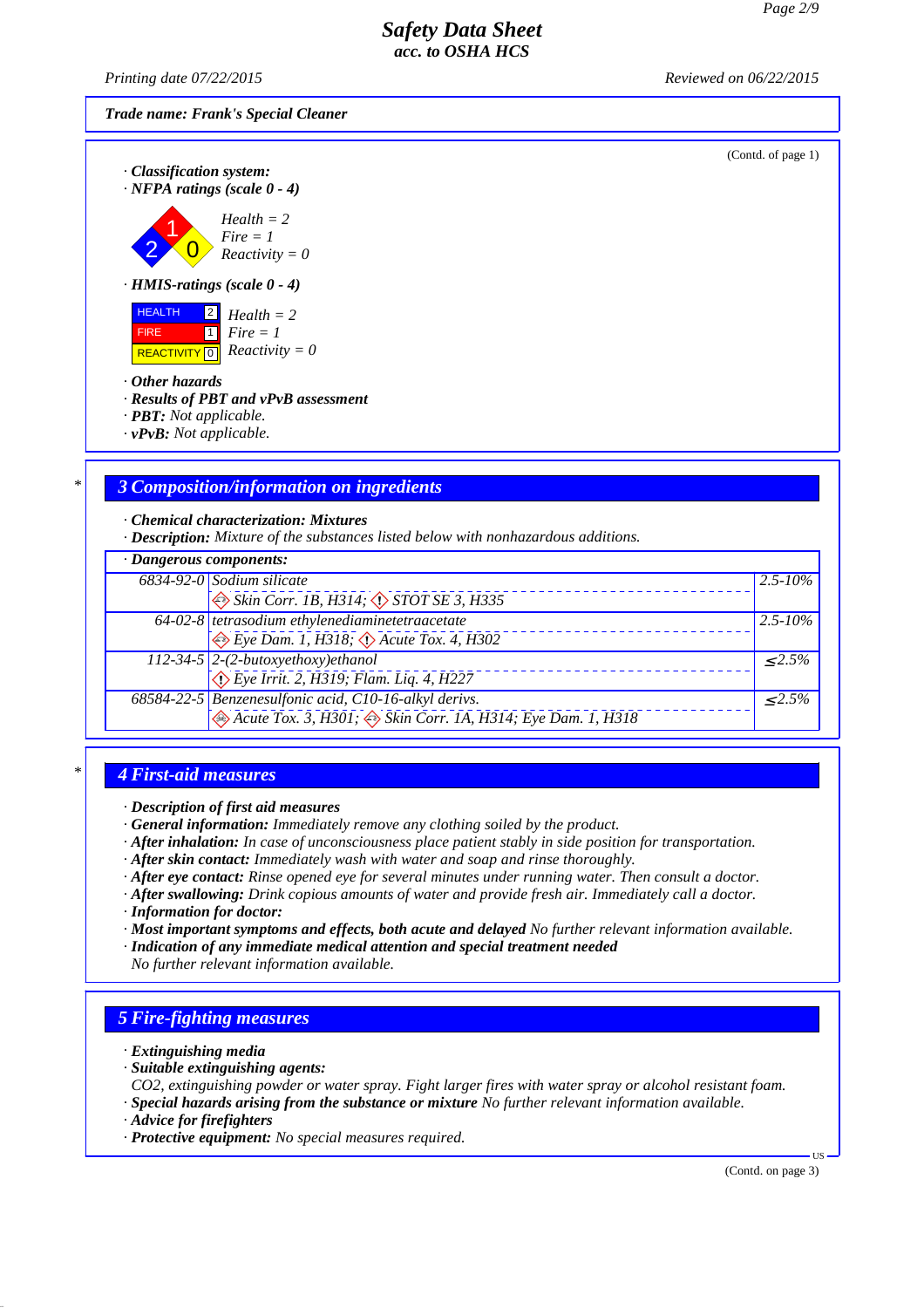Trade name: Frank's Special Cleaner

(Contd. of page 1)

· **Classification system:**
· **NFPA ratings (scale 0 - 4)**

Health = 2
Fire = 1
Reactivity = 0

· **HMIS-ratings (scale 0 - 4)**

| | | |
|---|---|---|
| HEALTH | 2 | Health = 2 |
| FIRE | 1 | Fire = 1 |
| REACTIVITY | 0 | Reactivity = 0 |

· **Other hazards**
· **Results of PBT and vPvB assessment**
· **PBT:** Not applicable.
· **vPvB:** Not applicable.

## 3 Composition/information on ingredients

· **Chemical characterization: Mixtures**
· **Description:** Mixture of the substances listed below with nonhazardous additions.

· **Dangerous components:**

| CAS | Component | Concentration |
|---|---|---|
| 6834-92-0 | Sodium silicate<br>Skin Corr. 1B, H314; STOT SE 3, H335 | 2.5-10% |
| 64-02-8 | tetrasodium ethylenediaminetetraacetate<br>Eye Dam. 1, H318; Acute Tox. 4, H302 | 2.5-10% |
| 112-34-5 | 2-(2-butoxyethoxy)ethanol<br>Eye Irrit. 2, H319; Flam. Liq. 4, H227 | ≤2.5% |
| 68584-22-5 | Benzenesulfonic acid, C10-16-alkyl derivs.<br>Acute Tox. 3, H301; Skin Corr. 1A, H314; Eye Dam. 1, H318 | ≤2.5% |

## 4 First-aid measures

· **Description of first aid measures**
· **General information:** Immediately remove any clothing soiled by the product.
· **After inhalation:** In case of unconsciousness place patient stably in side position for transportation.
· **After skin contact:** Immediately wash with water and soap and rinse thoroughly.
· **After eye contact:** Rinse opened eye for several minutes under running water. Then consult a doctor.
· **After swallowing:** Drink copious amounts of water and provide fresh air. Immediately call a doctor.
· **Information for doctor:**
· **Most important symptoms and effects, both acute and delayed** No further relevant information available.
· **Indication of any immediate medical attention and special treatment needed**
No further relevant information available.

## 5 Fire-fighting measures

· **Extinguishing media**
· **Suitable extinguishing agents:**
$CO_2$, extinguishing powder or water spray. Fight larger fires with water spray or alcohol resistant foam.
· **Special hazards arising from the substance or mixture** No further relevant information available.
· **Advice for firefighters**
· **Protective equipment:** No special measures required.

(Contd. on page 3)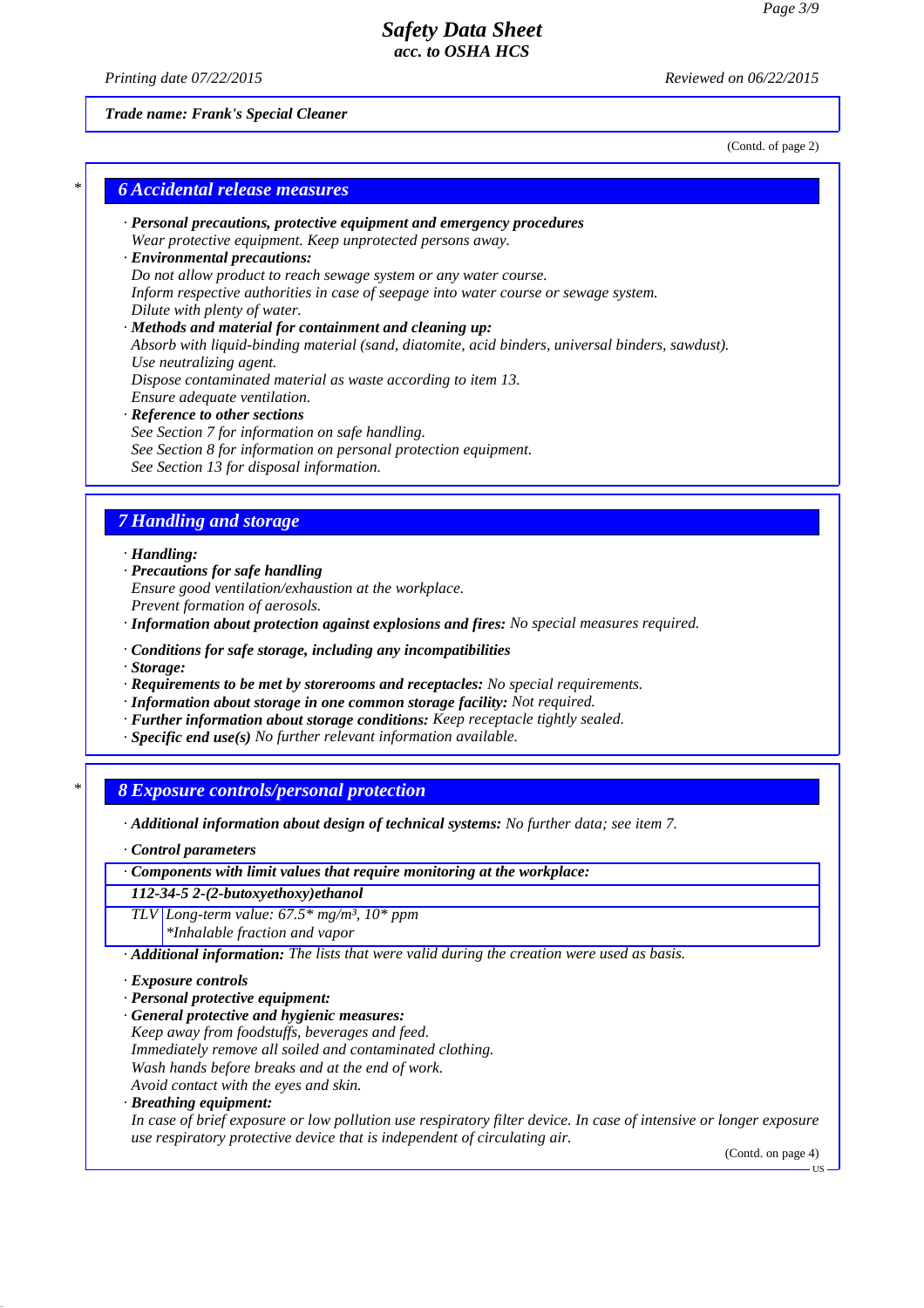**Trade name: Frank's Special Cleaner**

(Contd. of page 2)

## 6 Accidental release measures

· ***Personal precautions, protective equipment and emergency procedures***
*Wear protective equipment. Keep unprotected persons away.*

· ***Environmental precautions:***
*Do not allow product to reach sewage system or any water course.*
*Inform respective authorities in case of seepage into water course or sewage system.*
*Dilute with plenty of water.*

· ***Methods and material for containment and cleaning up:***
*Absorb with liquid-binding material (sand, diatomite, acid binders, universal binders, sawdust).*
*Use neutralizing agent.*
*Dispose contaminated material as waste according to item 13.*
*Ensure adequate ventilation.*

· ***Reference to other sections***
*See Section 7 for information on safe handling.*
*See Section 8 for information on personal protection equipment.*
*See Section 13 for disposal information.*

## 7 Handling and storage

· ***Handling:***

· ***Precautions for safe handling***
*Ensure good ventilation/exhaustion at the workplace.*
*Prevent formation of aerosols.*

· ***Information about protection against explosions and fires:*** *No special measures required.*

· ***Conditions for safe storage, including any incompatibilities***

· ***Storage:***

· ***Requirements to be met by storerooms and receptacles:*** *No special requirements.*

· ***Information about storage in one common storage facility:*** *Not required.*

· ***Further information about storage conditions:*** *Keep receptacle tightly sealed.*

· ***Specific end use(s)*** *No further relevant information available.*

## 8 Exposure controls/personal protection

· ***Additional information about design of technical systems:*** *No further data; see item 7.*

· ***Control parameters***

| · Components with limit values that require monitoring at the workplace: | |
|---|---|
| **112-34-5 2-(2-butoxyethoxy)ethanol** | |
| TLV | Long-term value: 67.5* mg/m³, 10* ppm<br>*Inhalable fraction and vapor |

· ***Additional information:*** *The lists that were valid during the creation were used as basis.*

· ***Exposure controls***

· ***Personal protective equipment:***

· ***General protective and hygienic measures:***
*Keep away from foodstuffs, beverages and feed.*
*Immediately remove all soiled and contaminated clothing.*
*Wash hands before breaks and at the end of work.*
*Avoid contact with the eyes and skin.*

· ***Breathing equipment:***
*In case of brief exposure or low pollution use respiratory filter device. In case of intensive or longer exposure use respiratory protective device that is independent of circulating air.*

(Contd. on page 4)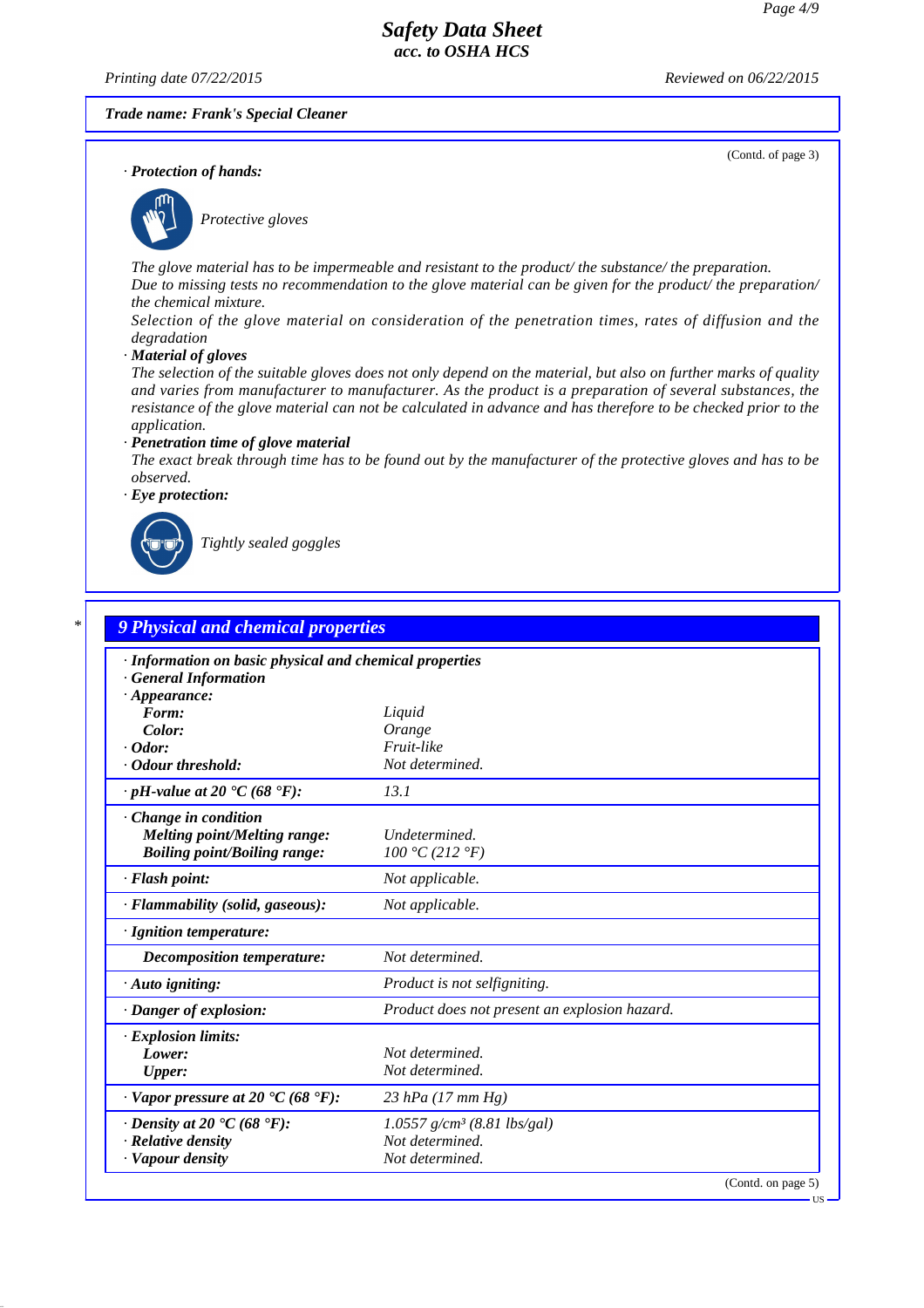Trade name: Frank's Special Cleaner

(Contd. of page 3)

· **Protection of hands:**

Protective gloves

The glove material has to be impermeable and resistant to the product/ the substance/ the preparation.
Due to missing tests no recommendation to the glove material can be given for the product/ the preparation/ the chemical mixture.
Selection of the glove material on consideration of the penetration times, rates of diffusion and the degradation

· **Material of gloves**
The selection of the suitable gloves does not only depend on the material, but also on further marks of quality and varies from manufacturer to manufacturer. As the product is a preparation of several substances, the resistance of the glove material can not be calculated in advance and has therefore to be checked prior to the application.

· **Penetration time of glove material**
The exact break through time has to be found out by the manufacturer of the protective gloves and has to be observed.

· **Eye protection:**

Tightly sealed goggles

## 9 Physical and chemical properties

· **Information on basic physical and chemical properties**
· **General Information**

| Property | Value |
|---|---|
| · **Appearance:** | |
| **Form:** | Liquid |
| **Color:** | Orange |
| · **Odor:** | Fruit-like |
| · **Odour threshold:** | Not determined. |
| · **pH-value at 20 °C (68 °F):** | 13.1 |
| · **Change in condition** | |
| **Melting point/Melting range:** | Undetermined. |
| **Boiling point/Boiling range:** | 100 °C (212 °F) |
| · **Flash point:** | Not applicable. |
| · **Flammability (solid, gaseous):** | Not applicable. |
| · **Ignition temperature:** | |
| **Decomposition temperature:** | Not determined. |
| · **Auto igniting:** | Product is not selfigniting. |
| · **Danger of explosion:** | Product does not present an explosion hazard. |
| · **Explosion limits:** | |
| **Lower:** | Not determined. |
| **Upper:** | Not determined. |
| · **Vapor pressure at 20 °C (68 °F):** | 23 hPa (17 mm Hg) |
| · **Density at 20 °C (68 °F):** | 1.0557 g/cm³ (8.81 lbs/gal) |
| · **Relative density** | Not determined. |
| · **Vapour density** | Not determined. |

(Contd. on page 5)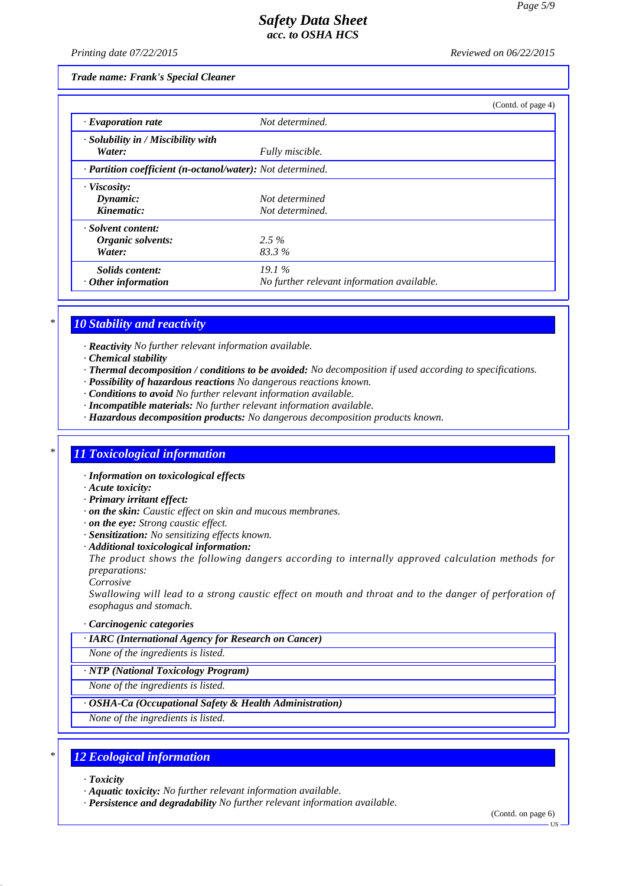Trade name: Frank's Special Cleaner

(Contd. of page 4)

| | |
|---|---|
| · **Evaporation rate** | Not determined. |
| · **Solubility in / Miscibility with** | |
| **Water:** | Fully miscible. |
| · **Partition coefficient (n-octanol/water):** | Not determined. |
| · **Viscosity:** | |
| **Dynamic:** | Not determined |
| **Kinematic:** | Not determined. |
| · **Solvent content:** | |
| **Organic solvents:** | 2.5 % |
| **Water:** | 83.3 % |
| **Solids content:** | 19.1 % |
| · **Other information** | No further relevant information available. |

## 10 Stability and reactivity

- **Reactivity** No further relevant information available.
- **Chemical stability**
- **Thermal decomposition / conditions to be avoided:** No decomposition if used according to specifications.
- **Possibility of hazardous reactions** No dangerous reactions known.
- **Conditions to avoid** No further relevant information available.
- **Incompatible materials:** No further relevant information available.
- **Hazardous decomposition products:** No dangerous decomposition products known.

## 11 Toxicological information

- **Information on toxicological effects**
- **Acute toxicity:**
- **Primary irritant effect:**
- **on the skin:** Caustic effect on skin and mucous membranes.
- **on the eye:** Strong caustic effect.
- **Sensitization:** No sensitizing effects known.
- **Additional toxicological information:**

  The product shows the following dangers according to internally approved calculation methods for preparations:

  Corrosive

  Swallowing will lead to a strong caustic effect on mouth and throat and to the danger of perforation of esophagus and stomach.

- **Carcinogenic categories**

| · IARC (International Agency for Research on Cancer) |
|---|
| None of the ingredients is listed. |

| · NTP (National Toxicology Program) |
|---|
| None of the ingredients is listed. |

| · OSHA-Ca (Occupational Safety & Health Administration) |
|---|
| None of the ingredients is listed. |

## 12 Ecological information

- **Toxicity**
- **Aquatic toxicity:** No further relevant information available.
- **Persistence and degradability** No further relevant information available.

(Contd. on page 6)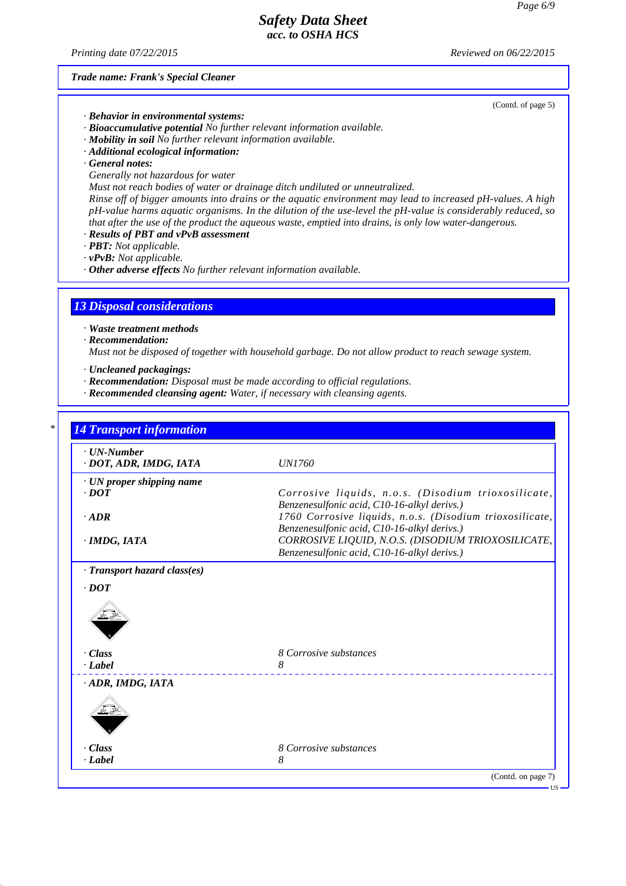*(Contd. of page 5)*

· ***Behavior in environmental systems:***
· ***Bioaccumulative potential*** *No further relevant information available.*
· ***Mobility in soil*** *No further relevant information available.*
· ***Additional ecological information:***
· ***General notes:***
*Generally not hazardous for water*
*Must not reach bodies of water or drainage ditch undiluted or unneutralized.*
*Rinse off of bigger amounts into drains or the aquatic environment may lead to increased pH-values. A high pH-value harms aquatic organisms. In the dilution of the use-level the pH-value is considerably reduced, so that after the use of the product the aqueous waste, emptied into drains, is only low water-dangerous.*
· ***Results of PBT and vPvB assessment***
· ***PBT:*** *Not applicable.*
· ***vPvB:*** *Not applicable.*
· ***Other adverse effects*** *No further relevant information available.*

## 13 Disposal considerations

· ***Waste treatment methods***
· ***Recommendation:***
*Must not be disposed of together with household garbage. Do not allow product to reach sewage system.*

· ***Uncleaned packagings:***
· ***Recommendation:*** *Disposal must be made according to official regulations.*
· ***Recommended cleansing agent:*** *Water, if necessary with cleansing agents.*

\* 

## 14 Transport information

| | |
|---|---|
| · **UN-Number** | |
| · **DOT, ADR, IMDG, IATA** | *UN1760* |
| · **UN proper shipping name** | |
| · **DOT** | *Corrosive liquids, n.o.s. (Disodium trioxosilicate, Benzenesulfonic acid, C10-16-alkyl derivs.)* |
| · **ADR** | *1760 Corrosive liquids, n.o.s. (Disodium trioxosilicate, Benzenesulfonic acid, C10-16-alkyl derivs.)* |
| · **IMDG, IATA** | *CORROSIVE LIQUID, N.O.S. (DISODIUM TRIOXOSILICATE, Benzenesulfonic acid, C10-16-alkyl derivs.)* |
| · **Transport hazard class(es)** | |
| · **DOT** | |
| · **Class** | *8 Corrosive substances* |
| · **Label** | *8* |
| · **ADR, IMDG, IATA** | |
| · **Class** | *8 Corrosive substances* |
| · **Label** | *8* |

*(Contd. on page 7)*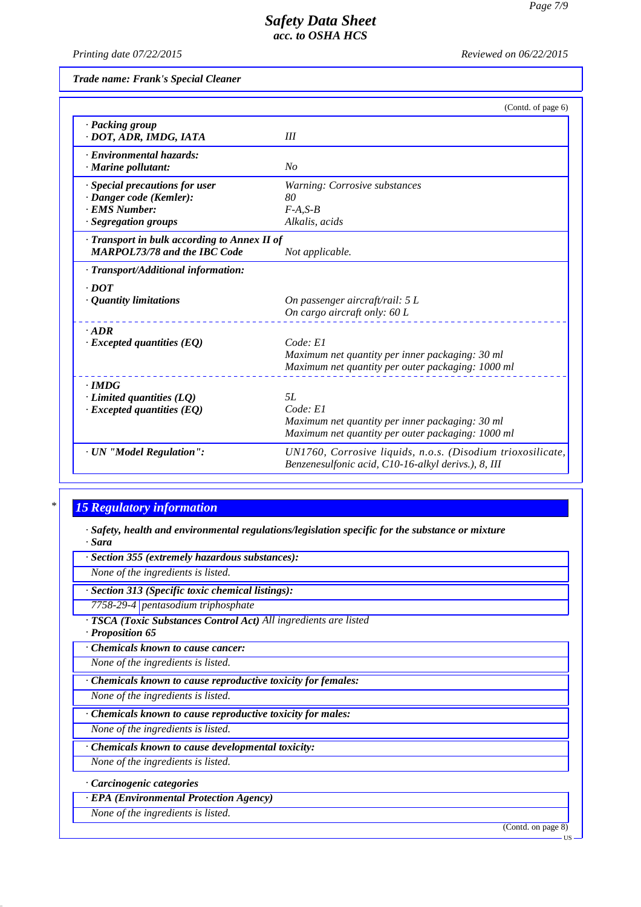*Safety Data Sheet*
*acc. to OSHA HCS*

*Printing date 07/22/2015* *Reviewed on 06/22/2015*

***Trade name: Frank's Special Cleaner***

(Contd. of page 6)

| | |
|---|---|
| · ***Packing group*** · ***DOT, ADR, IMDG, IATA*** | *III* |
| · ***Environmental hazards:*** · ***Marine pollutant:*** | *No* |
| · ***Special precautions for user*** | *Warning: Corrosive substances* |
| · ***Danger code (Kemler):*** | *80* |
| · ***EMS Number:*** | *F-A,S-B* |
| · ***Segregation groups*** | *Alkalis, acids* |
| · ***Transport in bulk according to Annex II of MARPOL73/78 and the IBC Code*** | *Not applicable.* |
| · ***Transport/Additional information:*** | |
| · ***DOT*** | |
| · ***Quantity limitations*** | *On passenger aircraft/rail: 5 L* *On cargo aircraft only: 60 L* |
| · ***ADR*** | |
| · ***Excepted quantities (EQ)*** | *Code: E1* *Maximum net quantity per inner packaging: 30 ml* *Maximum net quantity per outer packaging: 1000 ml* |
| · ***IMDG*** | |
| · ***Limited quantities (LQ)*** | *5L* |
| · ***Excepted quantities (EQ)*** | *Code: E1* *Maximum net quantity per inner packaging: 30 ml* *Maximum net quantity per outer packaging: 1000 ml* |
| · ***UN "Model Regulation":*** | *UN1760, Corrosive liquids, n.o.s. (Disodium trioxosilicate, Benzenesulfonic acid, C10-16-alkyl derivs.), 8, III* |

\*

## 15 Regulatory information

· ***Safety, health and environmental regulations/legislation specific for the substance or mixture***
· ***Sara***

· ***Section 355 (extremely hazardous substances):***

*None of the ingredients is listed.*

· ***Section 313 (Specific toxic chemical listings):***

| | |
|---|---|
| *7758-29-4* | *pentasodium triphosphate* |

· ***TSCA (Toxic Substances Control Act)*** *All ingredients are listed*

· ***Proposition 65***

· ***Chemicals known to cause cancer:***

*None of the ingredients is listed.*

· ***Chemicals known to cause reproductive toxicity for females:***

*None of the ingredients is listed.*

· ***Chemicals known to cause reproductive toxicity for males:***

*None of the ingredients is listed.*

· ***Chemicals known to cause developmental toxicity:***

*None of the ingredients is listed.*

· ***Carcinogenic categories***

· ***EPA (Environmental Protection Agency)***

*None of the ingredients is listed.*

(Contd. on page 8)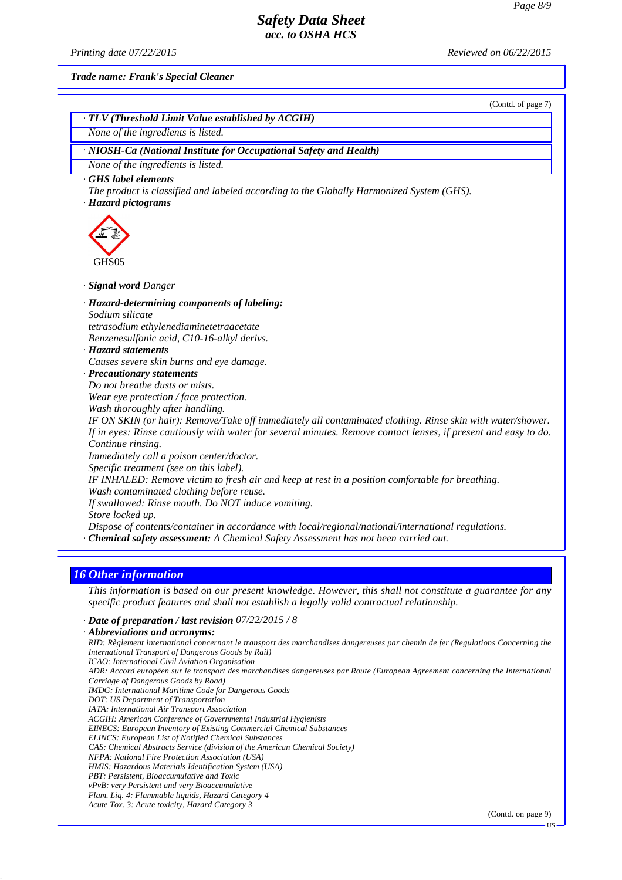**Trade name: Frank's Special Cleaner**

(Contd. of page 7)

· **TLV (Threshold Limit Value established by ACGIH)**

None of the ingredients is listed.

· **NIOSH-Ca (National Institute for Occupational Safety and Health)**

None of the ingredients is listed.

· **GHS label elements**

The product is classified and labeled according to the Globally Harmonized System (GHS).

· **Hazard pictograms**

GHS05

· **Signal word** Danger

· **Hazard-determining components of labeling:**

Sodium silicate
tetrasodium ethylenediaminetetraacetate
Benzenesulfonic acid, C10-16-alkyl derivs.

· **Hazard statements**

Causes severe skin burns and eye damage.

· **Precautionary statements**

Do not breathe dusts or mists.
Wear eye protection / face protection.
Wash thoroughly after handling.
IF ON SKIN (or hair): Remove/Take off immediately all contaminated clothing. Rinse skin with water/shower.
If in eyes: Rinse cautiously with water for several minutes. Remove contact lenses, if present and easy to do. Continue rinsing.
Immediately call a poison center/doctor.
Specific treatment (see on this label).
IF INHALED: Remove victim to fresh air and keep at rest in a position comfortable for breathing.
Wash contaminated clothing before reuse.
If swallowed: Rinse mouth. Do NOT induce vomiting.
Store locked up.
Dispose of contents/container in accordance with local/regional/national/international regulations.

· **Chemical safety assessment:** A Chemical Safety Assessment has not been carried out.

## 16 Other information

This information is based on our present knowledge. However, this shall not constitute a guarantee for any specific product features and shall not establish a legally valid contractual relationship.

· **Date of preparation / last revision** 07/22/2015 / 8

· **Abbreviations and acronyms:**

RID: Règlement international concernant le transport des marchandises dangereuses par chemin de fer (Regulations Concerning the International Transport of Dangerous Goods by Rail)
ICAO: International Civil Aviation Organisation
ADR: Accord européen sur le transport des marchandises dangereuses par Route (European Agreement concerning the International Carriage of Dangerous Goods by Road)
IMDG: International Maritime Code for Dangerous Goods
DOT: US Department of Transportation
IATA: International Air Transport Association
ACGIH: American Conference of Governmental Industrial Hygienists
EINECS: European Inventory of Existing Commercial Chemical Substances
ELINCS: European List of Notified Chemical Substances
CAS: Chemical Abstracts Service (division of the American Chemical Society)
NFPA: National Fire Protection Association (USA)
HMIS: Hazardous Materials Identification System (USA)
PBT: Persistent, Bioaccumulative and Toxic
vPvB: very Persistent and very Bioaccumulative
Flam. Liq. 4: Flammable liquids, Hazard Category 4
Acute Tox. 3: Acute toxicity, Hazard Category 3

(Contd. on page 9)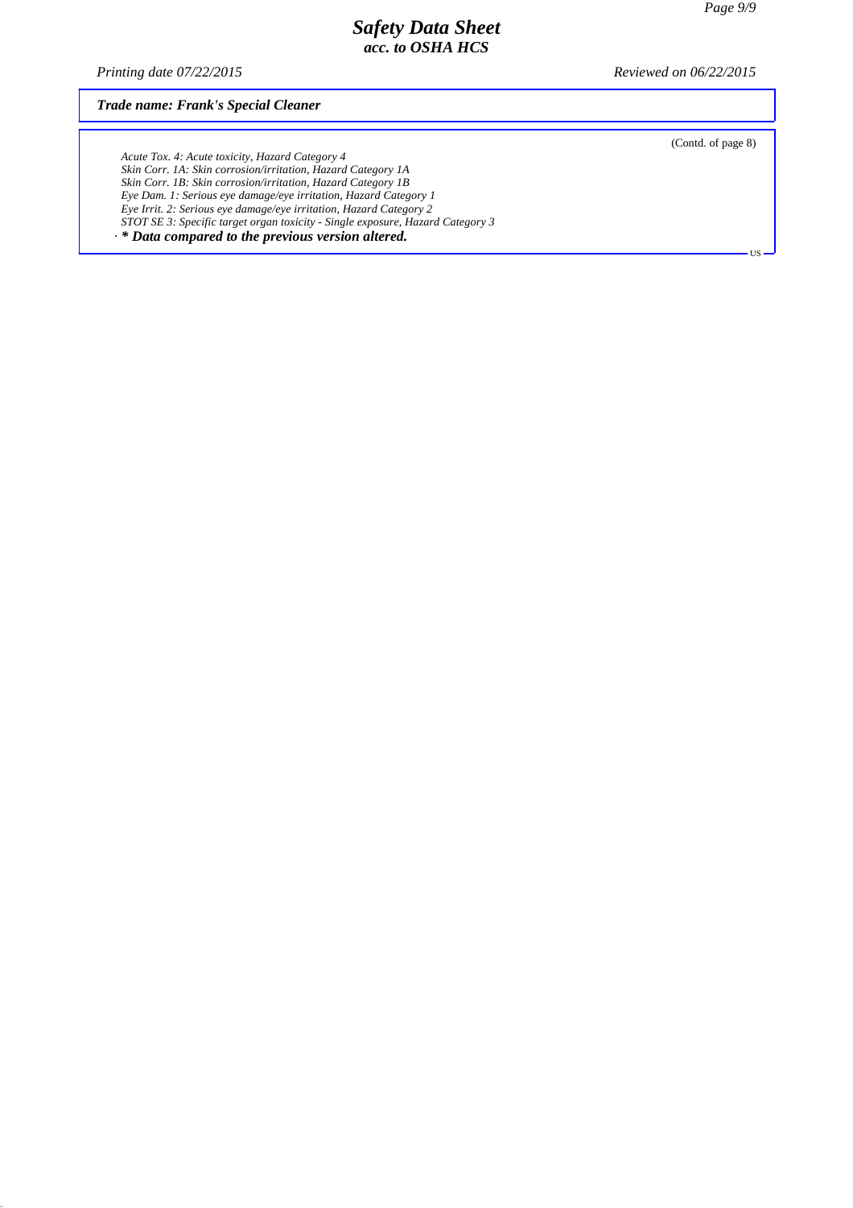(Contd. of page 8)

*Acute Tox. 4: Acute toxicity, Hazard Category 4*
*Skin Corr. 1A: Skin corrosion/irritation, Hazard Category 1A*
*Skin Corr. 1B: Skin corrosion/irritation, Hazard Category 1B*
*Eye Dam. 1: Serious eye damage/eye irritation, Hazard Category 1*
*Eye Irrit. 2: Serious eye damage/eye irritation, Hazard Category 2*
*STOT SE 3: Specific target organ toxicity - Single exposure, Hazard Category 3*

· ***** Data compared to the previous version altered.**

US